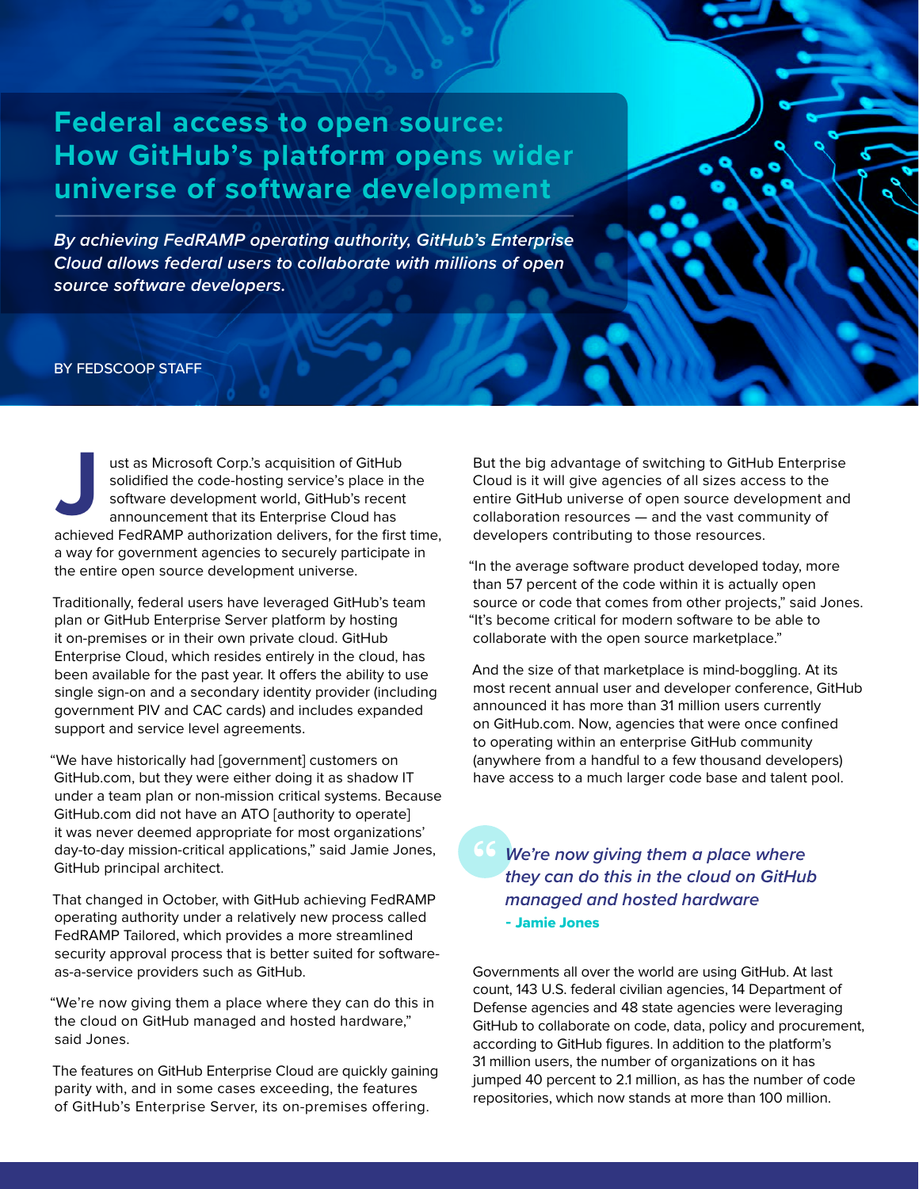# Federal access to open source: How GitHub's platform opens wider universe of software development

***By achieving FedRAMP operating authority, GitHub's Enterprise Cloud allows federal users to collaborate with millions of open source software developers.***

BY FEDSCOOP STAFF

Just as Microsoft Corp.'s acquisition of GitHub solidified the code-hosting service's place in the software development world, GitHub's recent announcement that its Enterprise Cloud has achieved FedRAMP authorization delivers, for the first time, a way for government agencies to securely participate in the entire open source development universe.

Traditionally, federal users have leveraged GitHub's team plan or GitHub Enterprise Server platform by hosting it on-premises or in their own private cloud. GitHub Enterprise Cloud, which resides entirely in the cloud, has been available for the past year. It offers the ability to use single sign-on and a secondary identity provider (including government PIV and CAC cards) and includes expanded support and service level agreements.

"We have historically had [government] customers on GitHub.com, but they were either doing it as shadow IT under a team plan or non-mission critical systems. Because GitHub.com did not have an ATO [authority to operate] it was never deemed appropriate for most organizations' day-to-day mission-critical applications," said Jamie Jones, GitHub principal architect.

That changed in October, with GitHub achieving FedRAMP operating authority under a relatively new process called FedRAMP Tailored, which provides a more streamlined security approval process that is better suited for software-as-a-service providers such as GitHub.

"We're now giving them a place where they can do this in the cloud on GitHub managed and hosted hardware," said Jones.

The features on GitHub Enterprise Cloud are quickly gaining parity with, and in some cases exceeding, the features of GitHub's Enterprise Server, its on-premises offering.

But the big advantage of switching to GitHub Enterprise Cloud is it will give agencies of all sizes access to the entire GitHub universe of open source development and collaboration resources — and the vast community of developers contributing to those resources.

"In the average software product developed today, more than 57 percent of the code within it is actually open source or code that comes from other projects," said Jones. "It's become critical for modern software to be able to collaborate with the open source marketplace."

And the size of that marketplace is mind-boggling. At its most recent annual user and developer conference, GitHub announced it has more than 31 million users currently on GitHub.com. Now, agencies that were once confined to operating within an enterprise GitHub community (anywhere from a handful to a few thousand developers) have access to a much larger code base and talent pool.

> *We're now giving them a place where they can do this in the cloud on GitHub managed and hosted hardware*
> **- Jamie Jones**

Governments all over the world are using GitHub. At last count, 143 U.S. federal civilian agencies, 14 Department of Defense agencies and 48 state agencies were leveraging GitHub to collaborate on code, data, policy and procurement, according to GitHub figures. In addition to the platform's 31 million users, the number of organizations on it has jumped 40 percent to 2.1 million, as has the number of code repositories, which now stands at more than 100 million.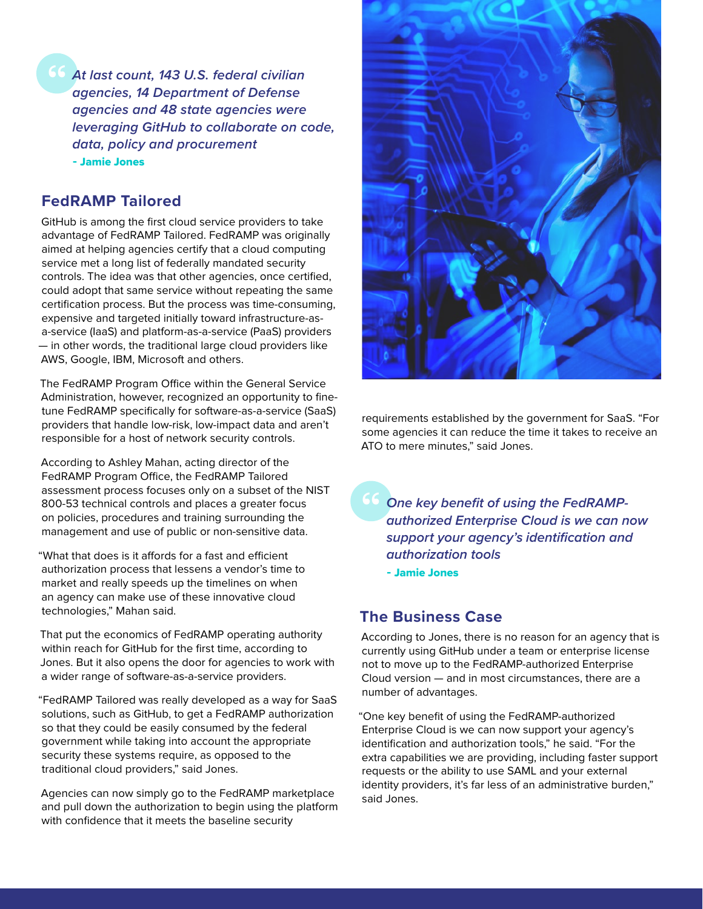> *At last count, 143 U.S. federal civilian agencies, 14 Department of Defense agencies and 48 state agencies were leveraging GitHub to collaborate on code, data, policy and procurement*
>
> **- Jamie Jones**

## FedRAMP Tailored

GitHub is among the first cloud service providers to take advantage of FedRAMP Tailored. FedRAMP was originally aimed at helping agencies certify that a cloud computing service met a long list of federally mandated security controls. The idea was that other agencies, once certified, could adopt that same service without repeating the same certification process. But the process was time-consuming, expensive and targeted initially toward infrastructure-as-a-service (IaaS) and platform-as-a-service (PaaS) providers — in other words, the traditional large cloud providers like AWS, Google, IBM, Microsoft and others.

The FedRAMP Program Office within the General Service Administration, however, recognized an opportunity to fine-tune FedRAMP specifically for software-as-a-service (SaaS) providers that handle low-risk, low-impact data and aren't responsible for a host of network security controls.

According to Ashley Mahan, acting director of the FedRAMP Program Office, the FedRAMP Tailored assessment process focuses only on a subset of the NIST 800-53 technical controls and places a greater focus on policies, procedures and training surrounding the management and use of public or non-sensitive data.

"What that does is it affords for a fast and efficient authorization process that lessens a vendor's time to market and really speeds up the timelines on when an agency can make use of these innovative cloud technologies," Mahan said.

That put the economics of FedRAMP operating authority within reach for GitHub for the first time, according to Jones. But it also opens the door for agencies to work with a wider range of software-as-a-service providers.

"FedRAMP Tailored was really developed as a way for SaaS solutions, such as GitHub, to get a FedRAMP authorization so that they could be easily consumed by the federal government while taking into account the appropriate security these systems require, as opposed to the traditional cloud providers," said Jones.

Agencies can now simply go to the FedRAMP marketplace and pull down the authorization to begin using the platform with confidence that it meets the baseline security requirements established by the government for SaaS. "For some agencies it can reduce the time it takes to receive an ATO to mere minutes," said Jones.

> *One key benefit of using the FedRAMP-authorized Enterprise Cloud is we can now support your agency's identification and authorization tools*
>
> **- Jamie Jones**

## The Business Case

According to Jones, there is no reason for an agency that is currently using GitHub under a team or enterprise license not to move up to the FedRAMP-authorized Enterprise Cloud version — and in most circumstances, there are a number of advantages.

"One key benefit of using the FedRAMP-authorized Enterprise Cloud is we can now support your agency's identification and authorization tools," he said. "For the extra capabilities we are providing, including faster support requests or the ability to use SAML and your external identity providers, it's far less of an administrative burden," said Jones.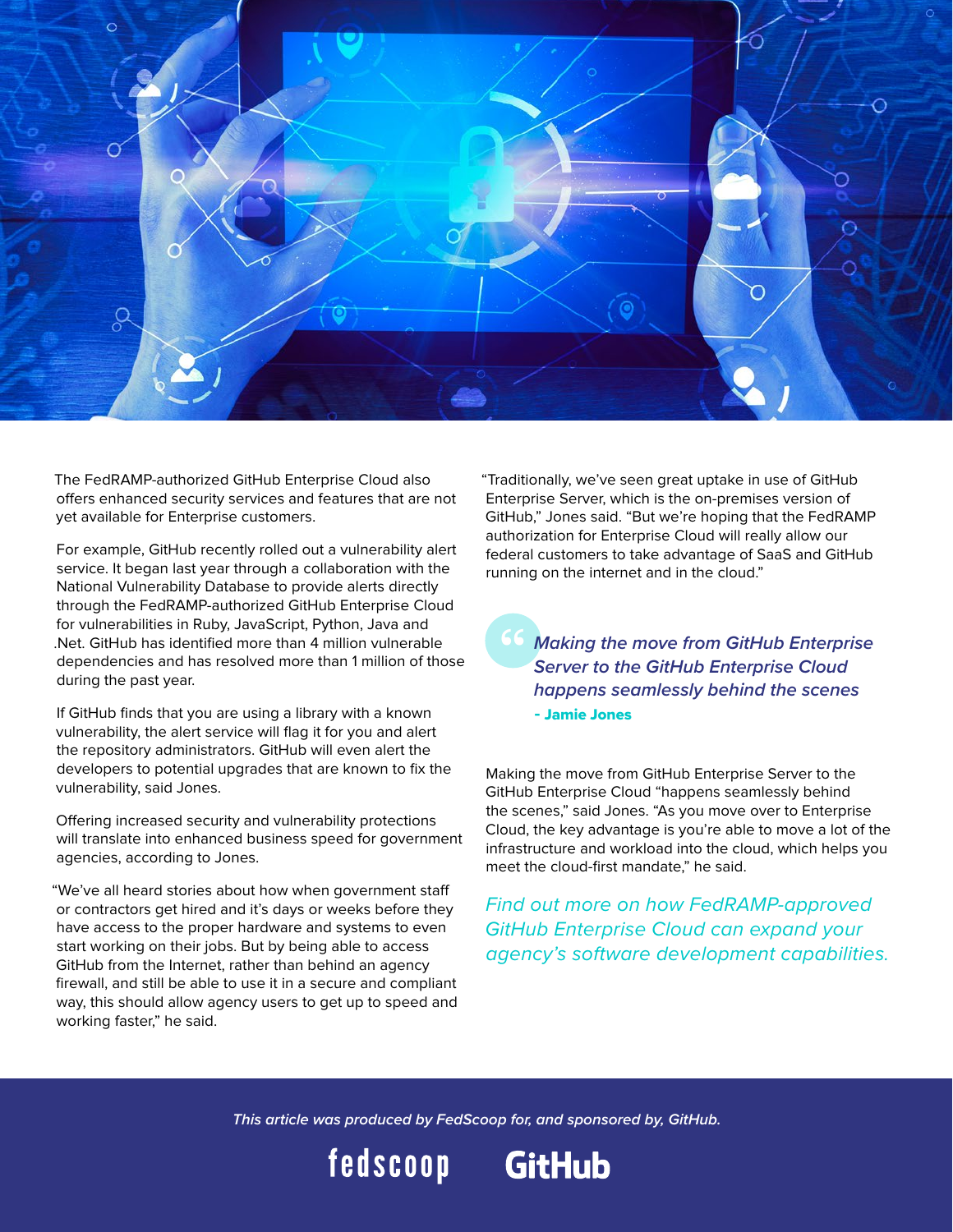The FedRAMP-authorized GitHub Enterprise Cloud also offers enhanced security services and features that are not yet available for Enterprise customers.

For example, GitHub recently rolled out a vulnerability alert service. It began last year through a collaboration with the National Vulnerability Database to provide alerts directly through the FedRAMP-authorized GitHub Enterprise Cloud for vulnerabilities in Ruby, JavaScript, Python, Java and .Net. GitHub has identified more than 4 million vulnerable dependencies and has resolved more than 1 million of those during the past year.

If GitHub finds that you are using a library with a known vulnerability, the alert service will flag it for you and alert the repository administrators. GitHub will even alert the developers to potential upgrades that are known to fix the vulnerability, said Jones.

Offering increased security and vulnerability protections will translate into enhanced business speed for government agencies, according to Jones.

"We've all heard stories about how when government staff or contractors get hired and it's days or weeks before they have access to the proper hardware and systems to even start working on their jobs. But by being able to access GitHub from the Internet, rather than behind an agency firewall, and still be able to use it in a secure and compliant way, this should allow agency users to get up to speed and working faster," he said.

"Traditionally, we've seen great uptake in use of GitHub Enterprise Server, which is the on-premises version of GitHub," Jones said. "But we're hoping that the FedRAMP authorization for Enterprise Cloud will really allow our federal customers to take advantage of SaaS and GitHub running on the internet and in the cloud."

> ***Making the move from GitHub Enterprise Server to the GitHub Enterprise Cloud happens seamlessly behind the scenes***
> **- Jamie Jones**

Making the move from GitHub Enterprise Server to the GitHub Enterprise Cloud "happens seamlessly behind the scenes," said Jones. "As you move over to Enterprise Cloud, the key advantage is you're able to move a lot of the infrastructure and workload into the cloud, which helps you meet the cloud-first mandate," he said.

*Find out more on how FedRAMP-approved GitHub Enterprise Cloud can expand your agency's software development capabilities.*

***This article was produced by FedScoop for, and sponsored by, GitHub.***

fedscoop GitHub